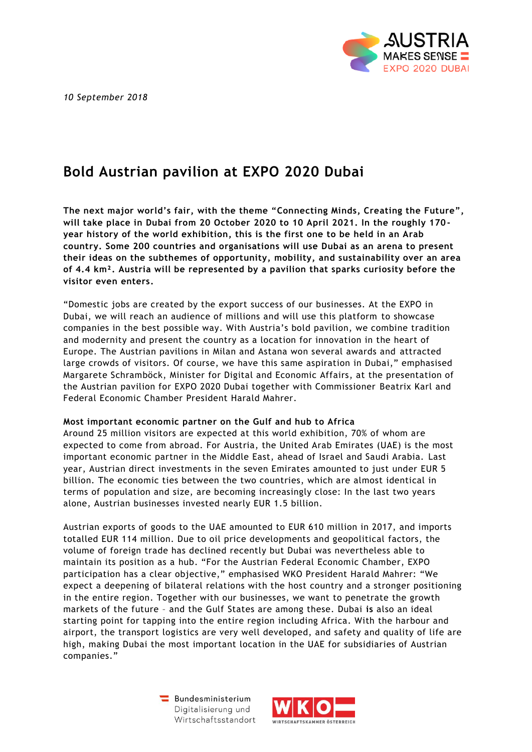*10 September 2018*

# Bold Austrian pavilion at EXPO 2020 Dubai

**The next major world's fair, with the theme "Connecting Minds, Creating the Future", will take place in Dubai from 20 October 2020 to 10 April 2021. In the roughly 170-year history of the world exhibition, this is the first one to be held in an Arab country. Some 200 countries and organisations will use Dubai as an arena to present their ideas on the subthemes of opportunity, mobility, and sustainability over an area of 4.4 km². Austria will be represented by a pavilion that sparks curiosity before the visitor even enters.**

"Domestic jobs are created by the export success of our businesses. At the EXPO in Dubai, we will reach an audience of millions and will use this platform to showcase companies in the best possible way. With Austria's bold pavilion, we combine tradition and modernity and present the country as a location for innovation in the heart of Europe. The Austrian pavilions in Milan and Astana won several awards and attracted large crowds of visitors. Of course, we have this same aspiration in Dubai," emphasised Margarete Schramböck, Minister for Digital and Economic Affairs, at the presentation of the Austrian pavilion for EXPO 2020 Dubai together with Commissioner Beatrix Karl and Federal Economic Chamber President Harald Mahrer.

**Most important economic partner on the Gulf and hub to Africa**

Around 25 million visitors are expected at this world exhibition, 70% of whom are expected to come from abroad. For Austria, the United Arab Emirates (UAE) is the most important economic partner in the Middle East, ahead of Israel and Saudi Arabia. Last year, Austrian direct investments in the seven Emirates amounted to just under EUR 5 billion. The economic ties between the two countries, which are almost identical in terms of population and size, are becoming increasingly close: In the last two years alone, Austrian businesses invested nearly EUR 1.5 billion.

Austrian exports of goods to the UAE amounted to EUR 610 million in 2017, and imports totalled EUR 114 million. Due to oil price developments and geopolitical factors, the volume of foreign trade has declined recently but Dubai was nevertheless able to maintain its position as a hub. "For the Austrian Federal Economic Chamber, EXPO participation has a clear objective," emphasised WKO President Harald Mahrer: "We expect a deepening of bilateral relations with the host country and a stronger positioning in the entire region. Together with our businesses, we want to penetrate the growth markets of the future – and the Gulf States are among these. Dubai **is** also an ideal starting point for tapping into the entire region including Africa. With the harbour and airport, the transport logistics are very well developed, and safety and quality of life are high, making Dubai the most important location in the UAE for subsidiaries of Austrian companies."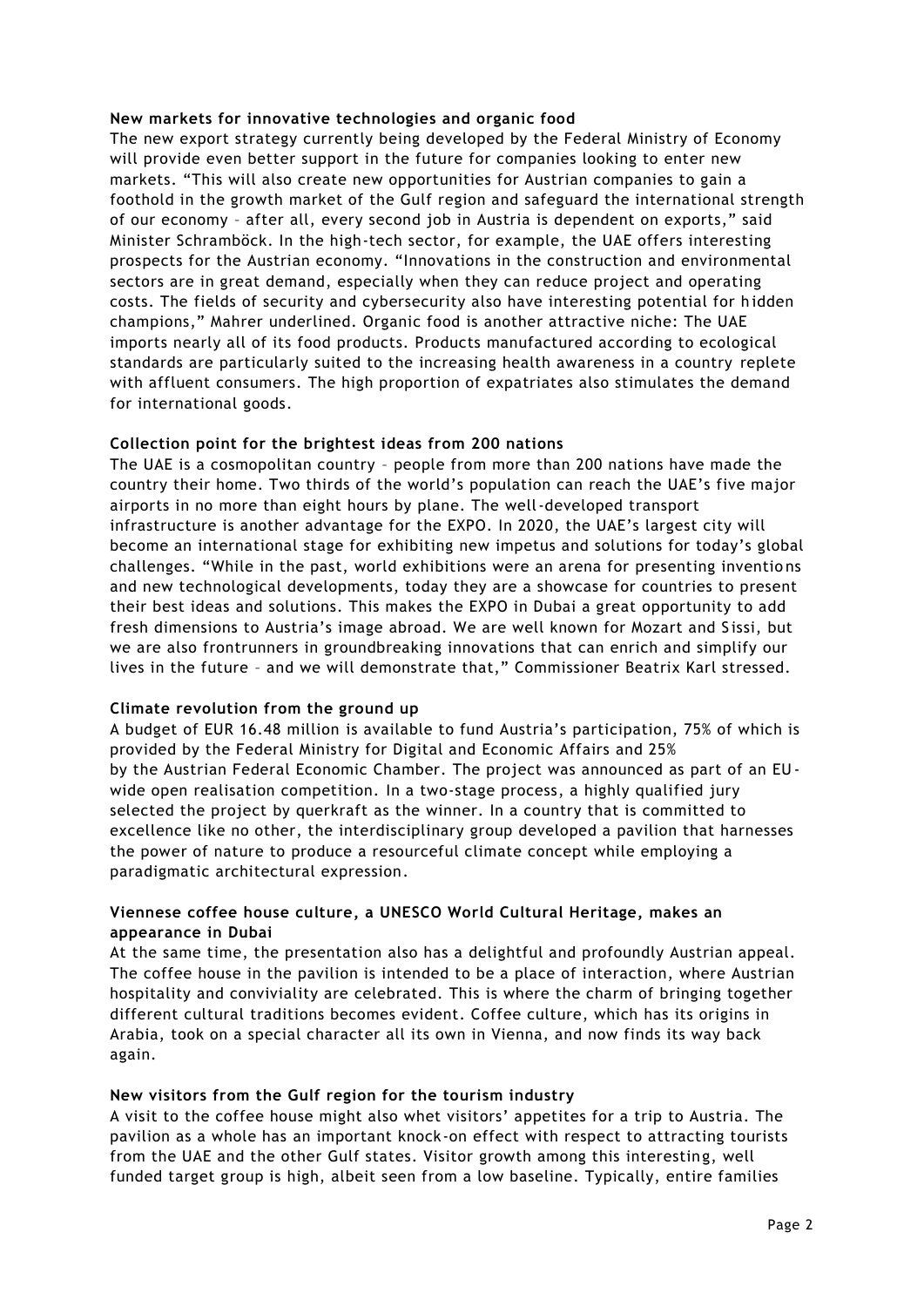### New markets for innovative technologies and organic food

The new export strategy currently being developed by the Federal Ministry of Economy will provide even better support in the future for companies looking to enter new markets. "This will also create new opportunities for Austrian companies to gain a foothold in the growth market of the Gulf region and safeguard the international strength of our economy – after all, every second job in Austria is dependent on exports," said Minister Schramböck. In the high-tech sector, for example, the UAE offers interesting prospects for the Austrian economy. "Innovations in the construction and environmental sectors are in great demand, especially when they can reduce project and operating costs. The fields of security and cybersecurity also have interesting potential for hidden champions," Mahrer underlined. Organic food is another attractive niche: The UAE imports nearly all of its food products. Products manufactured according to ecological standards are particularly suited to the increasing health awareness in a country replete with affluent consumers. The high proportion of expatriates also stimulates the demand for international goods.

### Collection point for the brightest ideas from 200 nations

The UAE is a cosmopolitan country – people from more than 200 nations have made the country their home. Two thirds of the world's population can reach the UAE's five major airports in no more than eight hours by plane. The well-developed transport infrastructure is another advantage for the EXPO. In 2020, the UAE's largest city will become an international stage for exhibiting new impetus and solutions for today's global challenges. "While in the past, world exhibitions were an arena for presenting inventions and new technological developments, today they are a showcase for countries to present their best ideas and solutions. This makes the EXPO in Dubai a great opportunity to add fresh dimensions to Austria's image abroad. We are well known for Mozart and Sissi, but we are also frontrunners in groundbreaking innovations that can enrich and simplify our lives in the future – and we will demonstrate that," Commissioner Beatrix Karl stressed.

### Climate revolution from the ground up

A budget of EUR 16.48 million is available to fund Austria's participation, 75% of which is provided by the Federal Ministry for Digital and Economic Affairs and 25% by the Austrian Federal Economic Chamber. The project was announced as part of an EU-wide open realisation competition. In a two-stage process, a highly qualified jury selected the project by querkraft as the winner. In a country that is committed to excellence like no other, the interdisciplinary group developed a pavilion that harnesses the power of nature to produce a resourceful climate concept while employing a paradigmatic architectural expression.

### Viennese coffee house culture, a UNESCO World Cultural Heritage, makes an appearance in Dubai

At the same time, the presentation also has a delightful and profoundly Austrian appeal. The coffee house in the pavilion is intended to be a place of interaction, where Austrian hospitality and conviviality are celebrated. This is where the charm of bringing together different cultural traditions becomes evident. Coffee culture, which has its origins in Arabia, took on a special character all its own in Vienna, and now finds its way back again.

### New visitors from the Gulf region for the tourism industry

A visit to the coffee house might also whet visitors' appetites for a trip to Austria. The pavilion as a whole has an important knock-on effect with respect to attracting tourists from the UAE and the other Gulf states. Visitor growth among this interesting, well funded target group is high, albeit seen from a low baseline. Typically, entire families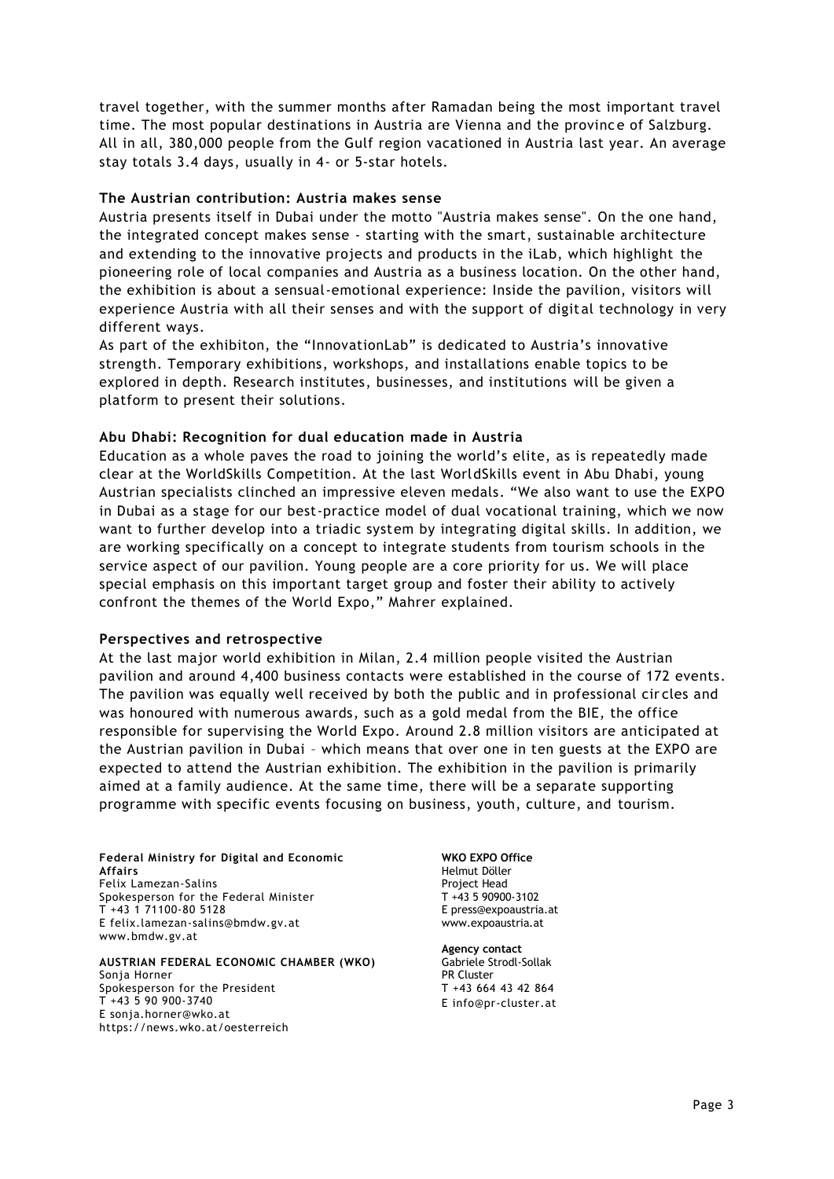travel together, with the summer months after Ramadan being the most important travel time. The most popular destinations in Austria are Vienna and the province of Salzburg. All in all, 380,000 people from the Gulf region vacationed in Austria last year. An average stay totals 3.4 days, usually in 4- or 5-star hotels.

**The Austrian contribution: Austria makes sense**

Austria presents itself in Dubai under the motto "Austria makes sense". On the one hand, the integrated concept makes sense - starting with the smart, sustainable architecture and extending to the innovative projects and products in the iLab, which highlight the pioneering role of local companies and Austria as a business location. On the other hand, the exhibition is about a sensual-emotional experience: Inside the pavilion, visitors will experience Austria with all their senses and with the support of digital technology in very different ways.

As part of the exhibiton, the "InnovationLab" is dedicated to Austria's innovative strength. Temporary exhibitions, workshops, and installations enable topics to be explored in depth. Research institutes, businesses, and institutions will be given a platform to present their solutions.

**Abu Dhabi: Recognition for dual education made in Austria**

Education as a whole paves the road to joining the world's elite, as is repeatedly made clear at the WorldSkills Competition. At the last WorldSkills event in Abu Dhabi, young Austrian specialists clinched an impressive eleven medals. "We also want to use the EXPO in Dubai as a stage for our best-practice model of dual vocational training, which we now want to further develop into a triadic system by integrating digital skills. In addition, we are working specifically on a concept to integrate students from tourism schools in the service aspect of our pavilion. Young people are a core priority for us. We will place special emphasis on this important target group and foster their ability to actively confront the themes of the World Expo," Mahrer explained.

**Perspectives and retrospective**

At the last major world exhibition in Milan, 2.4 million people visited the Austrian pavilion and around 4,400 business contacts were established in the course of 172 events. The pavilion was equally well received by both the public and in professional circles and was honoured with numerous awards, such as a gold medal from the BIE, the office responsible for supervising the World Expo. Around 2.8 million visitors are anticipated at the Austrian pavilion in Dubai – which means that over one in ten guests at the EXPO are expected to attend the Austrian exhibition. The exhibition in the pavilion is primarily aimed at a family audience. At the same time, there will be a separate supporting programme with specific events focusing on business, youth, culture, and tourism.

**Federal Ministry for Digital and Economic Affairs**
Felix Lamezan-Salins
Spokesperson for the Federal Minister
T +43 1 71100-80 5128
E felix.lamezan-salins@bmdw.gv.at
www.bmdw.gv.at

**AUSTRIAN FEDERAL ECONOMIC CHAMBER (WKO)**
Sonja Horner
Spokesperson for the President
T +43 5 90 900-3740
E sonja.horner@wko.at
https://news.wko.at/oesterreich

**WKO EXPO Office**
Helmut Döller
Project Head
T +43 5 90900-3102
E press@expoaustria.at
www.expoaustria.at

**Agency contact**
Gabriele Strodl-Sollak
PR Cluster
T +43 664 43 42 864
E info@pr-cluster.at